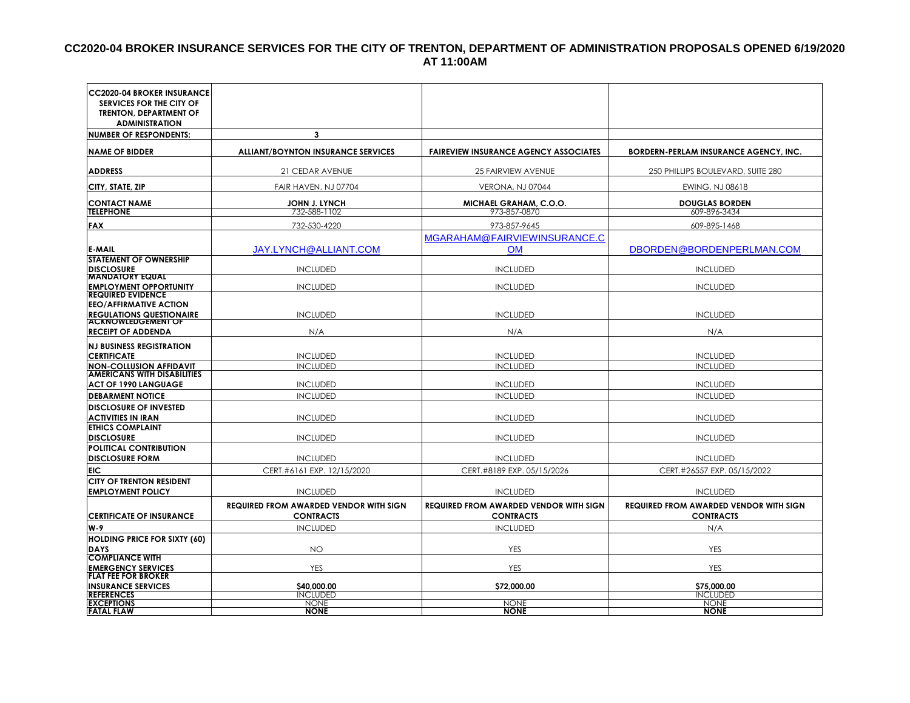# CC2020-04 BROKER INSURANCE SERVICES FOR THE CITY OF TRENTON, DEPARTMENT OF ADMINISTRATION PROPOSALS OPENED 6/19/2020 AT 11:00AM

| CC2020-04 BROKER INSURANCE SERVICES FOR THE CITY OF TRENTON, DEPARTMENT OF ADMINISTRATION | | | |
|---|---|---|---|
| NUMBER OF RESPONDENTS: | 3 | | |
| NAME OF BIDDER | ALLIANT/BOYNTON INSURANCE SERVICES | FAIREVIEW INSURANCE AGENCY ASSOCIATES | BORDERN-PERLAM INSURANCE AGENCY, INC. |
| ADDRESS | 21 CEDAR AVENUE | 25 FAIRVIEW AVENUE | 250 PHILLIPS BOULEVARD, SUITE 280 |
| CITY, STATE, ZIP | FAIR HAVEN, NJ 07704 | VERONA, NJ 07044 | EWING, NJ 08618 |
| CONTACT NAME | JOHN J. LYNCH | MICHAEL GRAHAM, C.O.O. | DOUGLAS BORDEN |
| TELEPHONE | 732-588-1102 | 973-857-0870 | 609-896-3434 |
| FAX | 732-530-4220 | 973-857-9645 | 609-895-1468 |
| E-MAIL | JAY.LYNCH@ALLIANT.COM | MGARAHAM@FAIRVIEWINSURANCE.COM | DBORDEN@BORDENPERLMAN.COM |
| STATEMENT OF OWNERSHIP DISCLOSURE | INCLUDED | INCLUDED | INCLUDED |
| MANDATORY EQUAL EMPLOYMENT OPPORTUNITY | INCLUDED | INCLUDED | INCLUDED |
| REQUIRED EVIDENCE EEO/AFFIRMATIVE ACTION REGULATIONS QUESTIONAIRE | INCLUDED | INCLUDED | INCLUDED |
| ACKNOWLEDGEMENT OF RECEIPT OF ADDENDA | N/A | N/A | N/A |
| NJ BUSINESS REGISTRATION CERTIFICATE | INCLUDED | INCLUDED | INCLUDED |
| NON-COLLUSION AFFIDAVIT | INCLUDED | INCLUDED | INCLUDED |
| AMERICANS WITH DISABILITIES ACT OF 1990 LANGUAGE | INCLUDED | INCLUDED | INCLUDED |
| DEBARMENT NOTICE | INCLUDED | INCLUDED | INCLUDED |
| DISCLOSURE OF INVESTED ACTIVITIES IN IRAN | INCLUDED | INCLUDED | INCLUDED |
| ETHICS COMPLAINT DISCLOSURE | INCLUDED | INCLUDED | INCLUDED |
| POLITICAL CONTRIBUTION DISCLOSURE FORM | INCLUDED | INCLUDED | INCLUDED |
| EIC | CERT.#6161 EXP. 12/15/2020 | CERT.#8189 EXP. 05/15/2026 | CERT.#26557 EXP. 05/15/2022 |
| CITY OF TRENTON RESIDENT EMPLOYMENT POLICY | INCLUDED | INCLUDED | INCLUDED |
| CERTIFICATE OF INSURANCE | REQUIRED FROM AWARDED VENDOR WITH SIGN CONTRACTS | REQUIRED FROM AWARDED VENDOR WITH SIGN CONTRACTS | REQUIRED FROM AWARDED VENDOR WITH SIGN CONTRACTS |
| W-9 | INCLUDED | INCLUDED | N/A |
| HOLDING PRICE FOR SIXTY (60) DAYS | NO | YES | YES |
| COMPLIANCE WITH EMERGENCY SERVICES | YES | YES | YES |
| FLAT FEE FOR BROKER INSURANCE SERVICES | $40,000.00 | $72,000.00 | $75,000.00 |
| REFERENCES | INCLUDED | | INCLUDED |
| EXCEPTIONS | NONE | NONE | NONE |
| FATAL FLAW | NONE | NONE | NONE |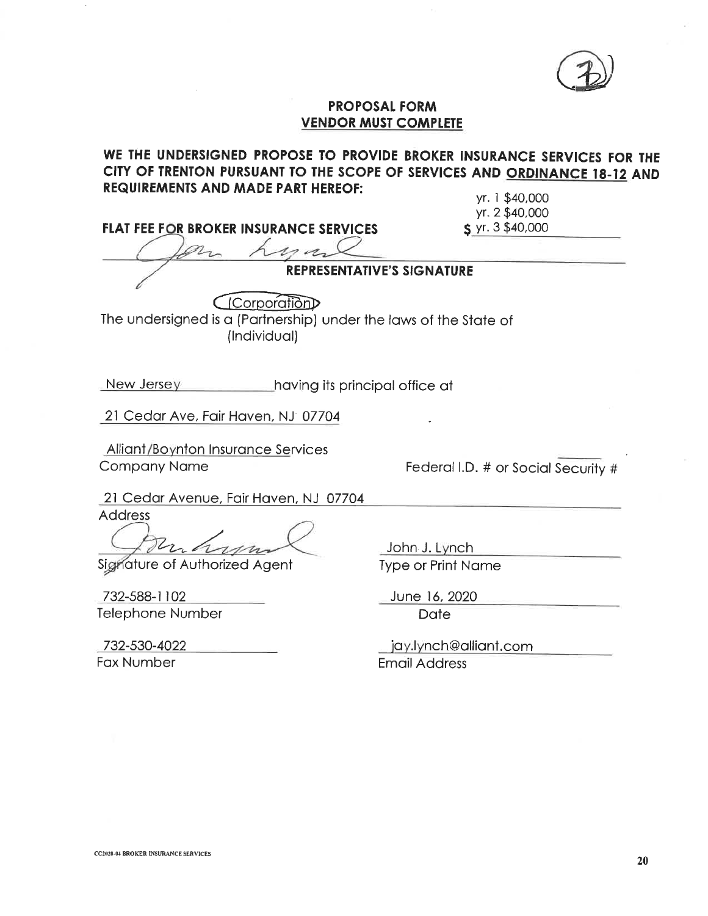## PROPOSAL FORM
## VENDOR MUST COMPLETE

**WE THE UNDERSIGNED PROPOSE TO PROVIDE BROKER INSURANCE SERVICES FOR THE CITY OF TRENTON PURSUANT TO THE SCOPE OF SERVICES AND ORDINANCE 18-12 AND REQUIREMENTS AND MADE PART HEREOF:**

**FLAT FEE FOR BROKER INSURANCE SERVICES** $ yr. 1 $40,000 yr. 2 $40,000 yr. 3 $40,000

**REPRESENTATIVE'S SIGNATURE**

The undersigned is a (Corporation) (Partnership) (Individual) under the laws of the State of

New Jersey having its principal office at

21 Cedar Ave, Fair Haven, NJ 07704

Alliant/Boynton Insurance Services
Company Name

Federal I.D. # or Social Security #

21 Cedar Avenue, Fair Haven, NJ 07704
Address

Signature of Authorized Agent

John J. Lynch
Type or Print Name

732-588-1102
Telephone Number

June 16, 2020
Date

732-530-4022
Fax Number

jay.lynch@alliant.com
Email Address

CC2020-04 BROKER INSURANCE SERVICES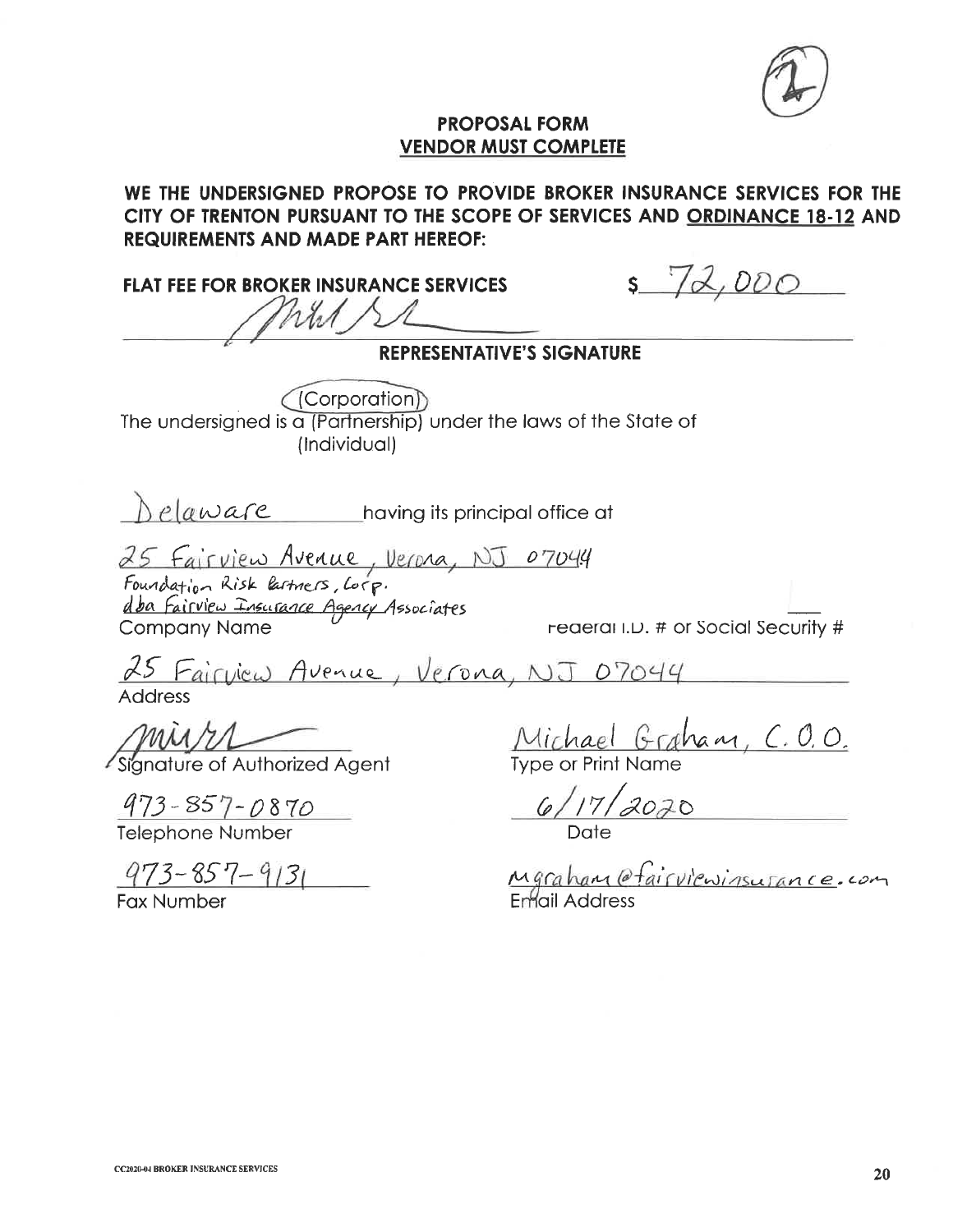(2)

## PROPOSAL FORM
## VENDOR MUST COMPLETE

**WE THE UNDERSIGNED PROPOSE TO PROVIDE BROKER INSURANCE SERVICES FOR THE CITY OF TRENTON PURSUANT TO THE SCOPE OF SERVICES AND ORDINANCE 18-12 AND REQUIREMENTS AND MADE PART HEREOF:**

**FLAT FEE FOR BROKER INSURANCE SERVICES** $ 72,000

[signature]

**REPRESENTATIVE'S SIGNATURE**

The undersigned is a (Corporation) (Partnership) (Individual) under the laws of the State of

Delaware having its principal office at

25 Fairview Avenue, Verona, NJ 07044

Foundation Risk Partners, Corp.
dba Fairview Insurance Agency Associates

Company Name | Federal I.D. # or Social Security #

25 Fairview Avenue, Verona, NJ 07044

Address

[signature] | Michael Graham, C.O.O.
Signature of Authorized Agent | Type or Print Name

973-857-0870 | 6/17/2020
Telephone Number | Date

973-857-9131 | Mgraham@fairviewinsurance.com
Fax Number | Email Address

CC2020-04 BROKER INSURANCE SERVICES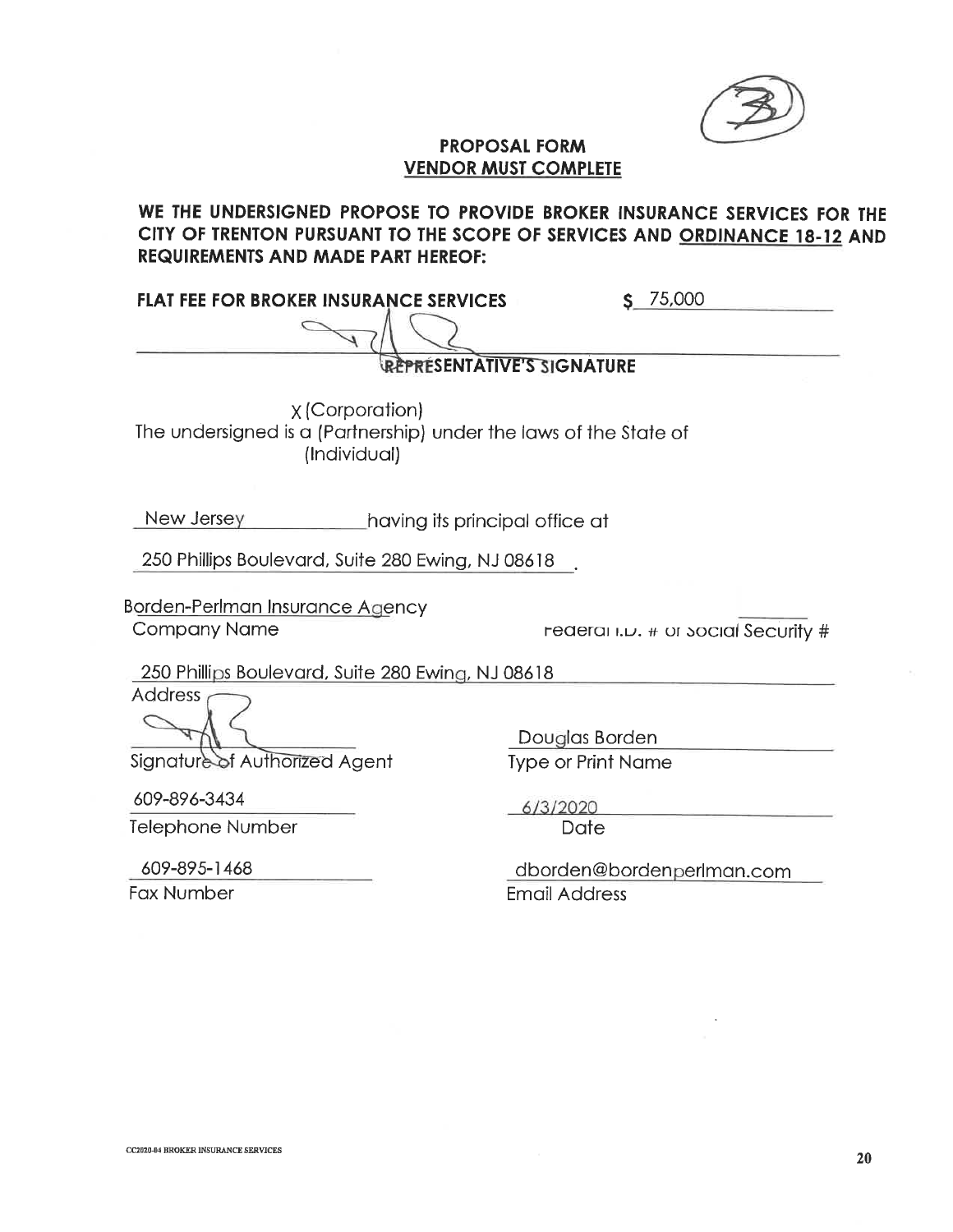3

**PROPOSAL FORM**
**VENDOR MUST COMPLETE**

**WE THE UNDERSIGNED PROPOSE TO PROVIDE BROKER INSURANCE SERVICES FOR THE CITY OF TRENTON PURSUANT TO THE SCOPE OF SERVICES AND ORDINANCE 18-12 AND REQUIREMENTS AND MADE PART HEREOF:**

**FLAT FEE FOR BROKER INSURANCE SERVICES** $ 75,000

**REPRESENTATIVE'S SIGNATURE**

X (Corporation)
The undersigned is a (Partnership) under the laws of the State of
(Individual)

New Jersey having its principal office at

250 Phillips Boulevard, Suite 280 Ewing, NJ 08618 .

Borden-Perlman Insurance Agency
Company Name

Federal I.D. # or Social Security #

250 Phillips Boulevard, Suite 280 Ewing, NJ 08618
Address

Signature of Authorized Agent

Douglas Borden
Type or Print Name

609-896-3434
Telephone Number

6/3/2020
Date

609-895-1468
Fax Number

dborden@bordenperlman.com
Email Address

CC2020-04 BROKER INSURANCE SERVICES